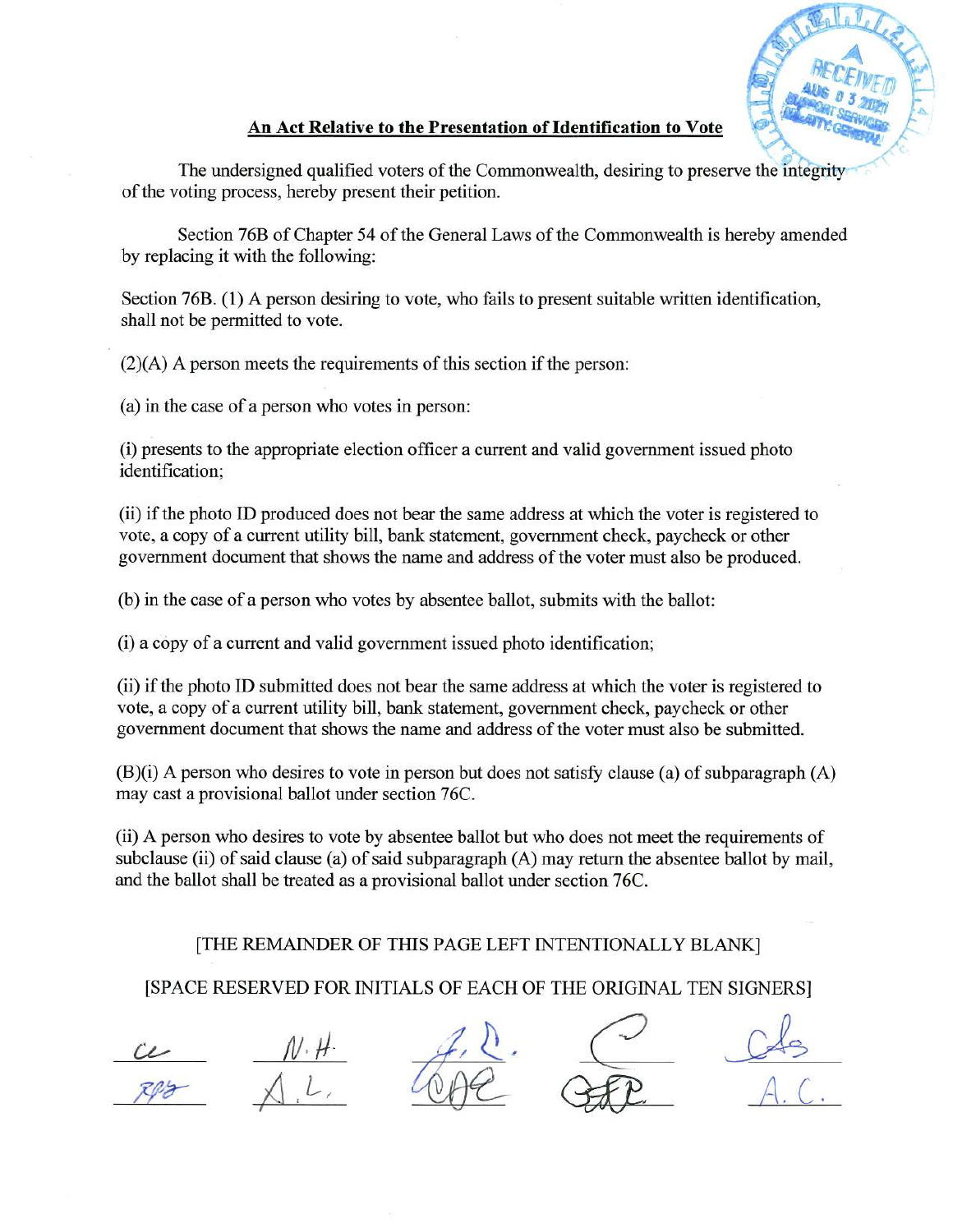## An Act Relative to the Presentation of Identification to Vote

The undersigned qualified voters of the Commonwealth, desiring to preserve the integrity of the voting process, hereby present their petition.

Section 76B of Chapter 54 of the General Laws of the Commonwealth is hereby amended by replacing it with the following:

Section 76B. (1) A person desiring to vote, who fails to present suitable written identification, shall not be permitted to vote.

(2)(A) A person meets the requirements of this section if the person:

(a) in the case of a person who votes in person:

(i) presents to the appropriate election officer a current and valid government issued photo identification;

(ii) if the photo ID produced does not bear the same address at which the voter is registered to vote, a copy of a current utility bill, bank statement, government check, paycheck or other government document that shows the name and address of the voter must also be produced.

(b) in the case of a person who votes by absentee ballot, submits with the ballot:

(i) a copy of a current and valid government issued photo identification;

(ii) if the photo ID submitted does not bear the same address at which the voter is registered to vote, a copy of a current utility bill, bank statement, government check, paycheck or other government document that shows the name and address of the voter must also be submitted.

(B)(i) A person who desires to vote in person but does not satisfy clause (a) of subparagraph (A) may cast a provisional ballot under section 76C.

(ii) A person who desires to vote by absentee ballot but who does not meet the requirements of subclause (ii) of said clause (a) of said subparagraph (A) may return the absentee ballot by mail, and the ballot shall be treated as a provisional ballot under section 76C.

[THE REMAINDER OF THIS PAGE LEFT INTENTIONALLY BLANK]

[SPACE RESERVED FOR INITIALS OF EACH OF THE ORIGINAL TEN SIGNERS]

| | | | | |
|---|---|---|---|---|
| CC | N.H. | J.D. | C | CAS |
| RPB | A.L. | WAE | GFP | A.C. |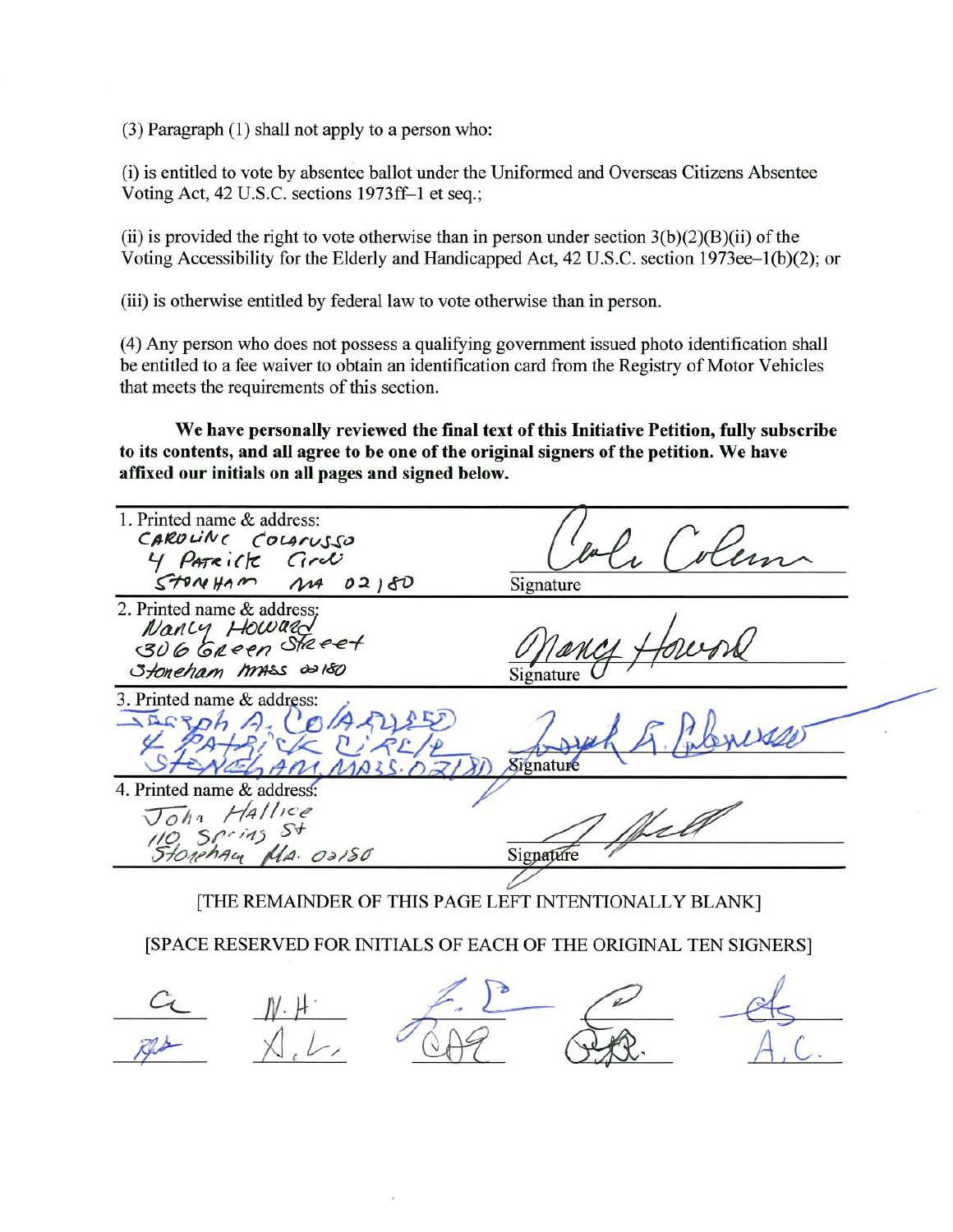(3) Paragraph (1) shall not apply to a person who:

(i) is entitled to vote by absentee ballot under the Uniformed and Overseas Citizens Absentee Voting Act, 42 U.S.C. sections 1973ff–1 et seq.;

(ii) is provided the right to vote otherwise than in person under section 3(b)(2)(B)(ii) of the Voting Accessibility for the Elderly and Handicapped Act, 42 U.S.C. section 1973ee–1(b)(2); or

(iii) is otherwise entitled by federal law to vote otherwise than in person.

(4) Any person who does not possess a qualifying government issued photo identification shall be entitled to a fee waiver to obtain an identification card from the Registry of Motor Vehicles that meets the requirements of this section.

**We have personally reviewed the final text of this Initiative Petition, fully subscribe to its contents, and all agree to be one of the original signers of the petition. We have affixed our initials on all pages and signed below.**

| | |
|---|---|
| 1. Printed name & address: CAROLINE COLARUSSO 4 PATRICK Circle STONEHAM MA 02180 | [signature] Signature |
| 2. Printed name & address: Nancy Howard 306 Green Street Stoneham MASS 02180 | [signature] Signature |
| 3. Printed name & address: JOSEPH A. COLARUSSO 4 PATRICK CIRCLE STONEHAM MASS. 02180 | [signature] Signature |
| 4. Printed name & address: John Hallice 110 Spring St Stoneham MA. 02180 | [signature] Signature |

[THE REMAINDER OF THIS PAGE LEFT INTENTIONALLY BLANK]

[SPACE RESERVED FOR INITIALS OF EACH OF THE ORIGINAL TEN SIGNERS]

CC N.H. J.C. [initials] [initials]

[initials] A.L. CAS [initials] A.C.